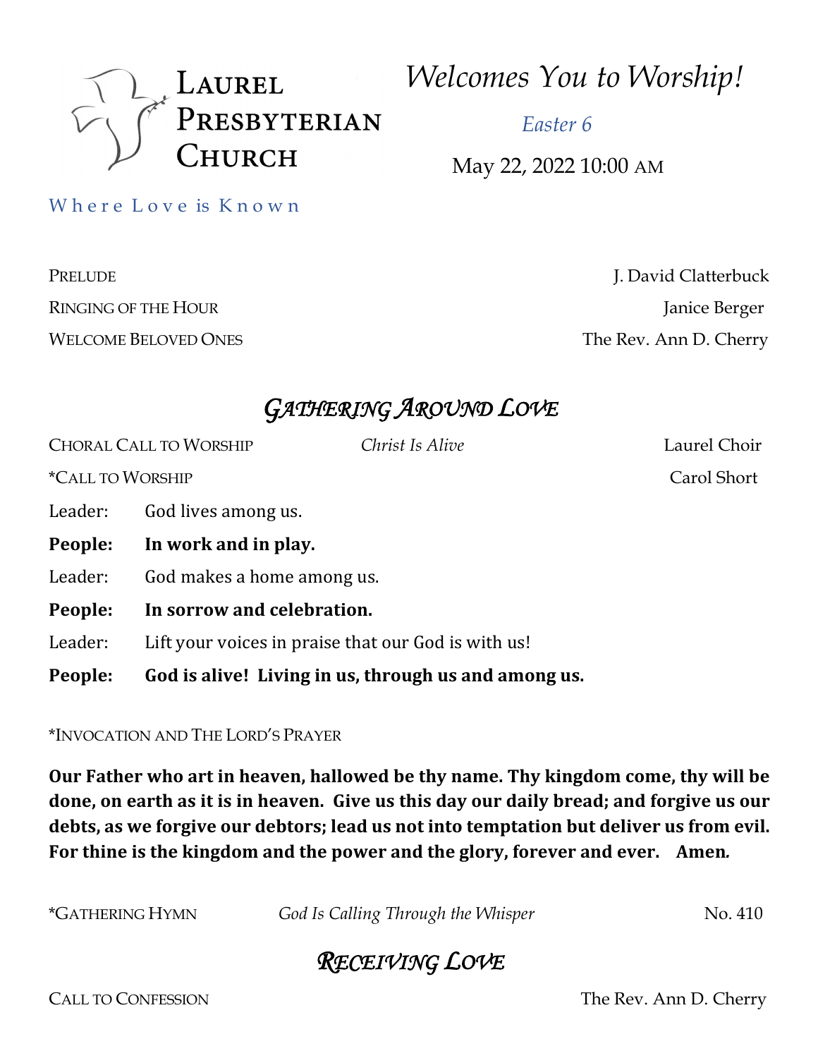# Laurel Presbyterian Church

## *Welcomes You to Worship!*

*Easter 6*

May 22, 2022 10:00 AM

Where Love is Known

PRELUDE — J. David Clatterbuck

RINGING OF THE HOUR — Janice Berger

WELCOME BELOVED ONES — The Rev. Ann D. Cherry

## *Gathering Around Love*

CHORAL CALL TO WORSHIP — *Christ Is Alive* — Laurel Choir

*CALL TO WORSHIP — Carol Short

Leader: God lives among us.

**People: In work and in play.**

Leader: God makes a home among us.

**People: In sorrow and celebration.**

Leader: Lift your voices in praise that our God is with us!

**People: God is alive! Living in us, through us and among us.**

*INVOCATION AND THE LORD'S PRAYER

**Our Father who art in heaven, hallowed be thy name. Thy kingdom come, thy will be done, on earth as it is in heaven. Give us this day our daily bread; and forgive us our debts, as we forgive our debtors; lead us not into temptation but deliver us from evil. For thine is the kingdom and the power and the glory, forever and ever. Amen.**

*GATHERING HYMN — *God Is Calling Through the Whisper* — No. 410

## *Receiving Love*

CALL TO CONFESSION — The Rev. Ann D. Cherry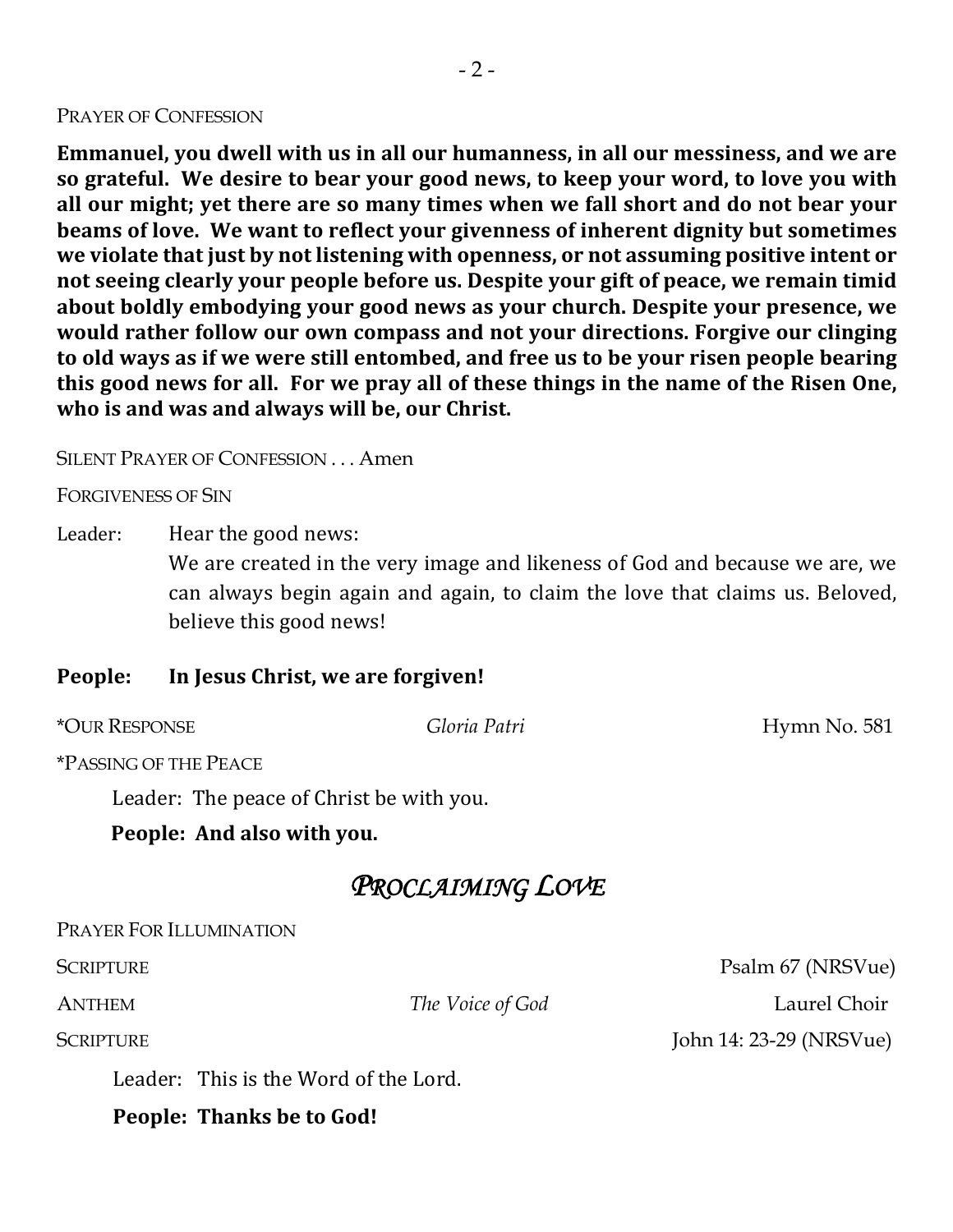PRAYER OF CONFESSION

**Emmanuel, you dwell with us in all our humanness, in all our messiness, and we are so grateful. We desire to bear your good news, to keep your word, to love you with all our might; yet there are so many times when we fall short and do not bear your beams of love. We want to reflect your givenness of inherent dignity but sometimes we violate that just by not listening with openness, or not assuming positive intent or not seeing clearly your people before us. Despite your gift of peace, we remain timid about boldly embodying your good news as your church. Despite your presence, we would rather follow our own compass and not your directions. Forgive our clinging to old ways as if we were still entombed, and free us to be your risen people bearing this good news for all. For we pray all of these things in the name of the Risen One, who is and was and always will be, our Christ.**

SILENT PRAYER OF CONFESSION . . . Amen

FORGIVENESS OF SIN

Leader: Hear the good news:
We are created in the very image and likeness of God and because we are, we can always begin again and again, to claim the love that claims us. Beloved, believe this good news!

**People: In Jesus Christ, we are forgiven!**

*OUR RESPONSE — *Gloria Patri* — Hymn No. 581

*PASSING OF THE PEACE

Leader: The peace of Christ be with you.

**People: And also with you.**

## *PROCLAIMING LOVE*

PRAYER FOR ILLUMINATION

SCRIPTURE — Psalm 67 (NRSVue)

ANTHEM — *The Voice of God* — Laurel Choir

SCRIPTURE — John 14: 23-29 (NRSVue)

Leader: This is the Word of the Lord.

**People: Thanks be to God!**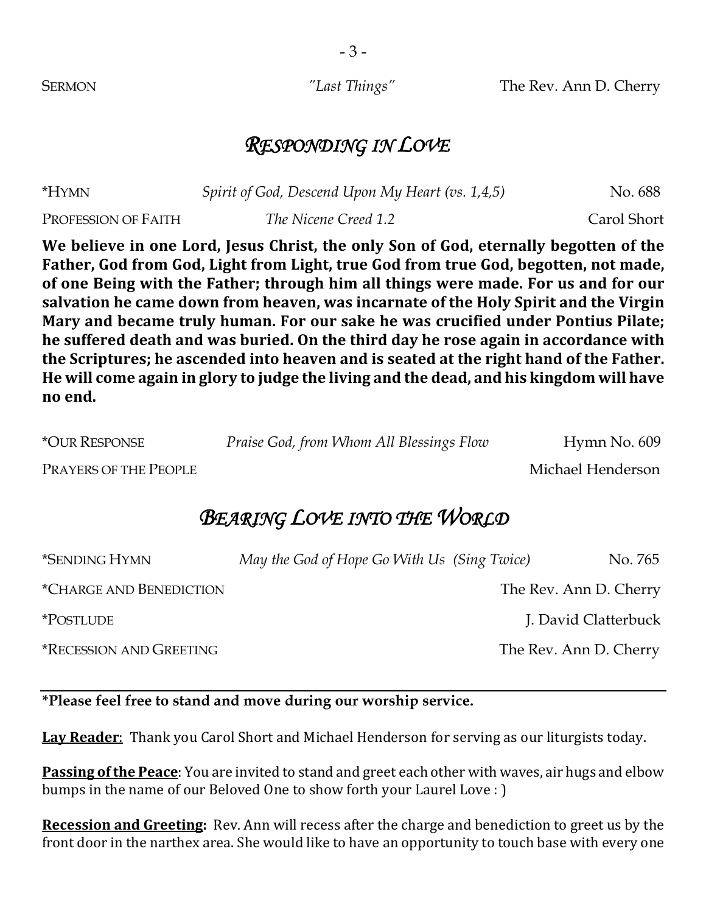SERMON *"Last Things"* The Rev. Ann D. Cherry

## *Responding in Love*

*HYMN *Spirit of God, Descend Upon My Heart (vs. 1,4,5)* No. 688

PROFESSION OF FAITH *The Nicene Creed 1.2* Carol Short

**We believe in one Lord, Jesus Christ, the only Son of God, eternally begotten of the Father, God from God, Light from Light, true God from true God, begotten, not made, of one Being with the Father; through him all things were made. For us and for our salvation he came down from heaven, was incarnate of the Holy Spirit and the Virgin Mary and became truly human. For our sake he was crucified under Pontius Pilate; he suffered death and was buried. On the third day he rose again in accordance with the Scriptures; he ascended into heaven and is seated at the right hand of the Father. He will come again in glory to judge the living and the dead, and his kingdom will have no end.**

*OUR RESPONSE *Praise God, from Whom All Blessings Flow* Hymn No. 609

PRAYERS OF THE PEOPLE Michael Henderson

## *Bearing Love into the World*

*SENDING HYMN *May the God of Hope Go With Us (Sing Twice)* No. 765

*CHARGE AND BENEDICTION The Rev. Ann D. Cherry

*POSTLUDE J. David Clatterbuck

*RECESSION AND GREETING The Rev. Ann D. Cherry

---

**\*Please feel free to stand and move during our worship service.**

**Lay Reader**: Thank you Carol Short and Michael Henderson for serving as our liturgists today.

**Passing of the Peace**: You are invited to stand and greet each other with waves, air hugs and elbow bumps in the name of our Beloved One to show forth your Laurel Love : )

**Recession and Greeting:** Rev. Ann will recess after the charge and benediction to greet us by the front door in the narthex area. She would like to have an opportunity to touch base with every one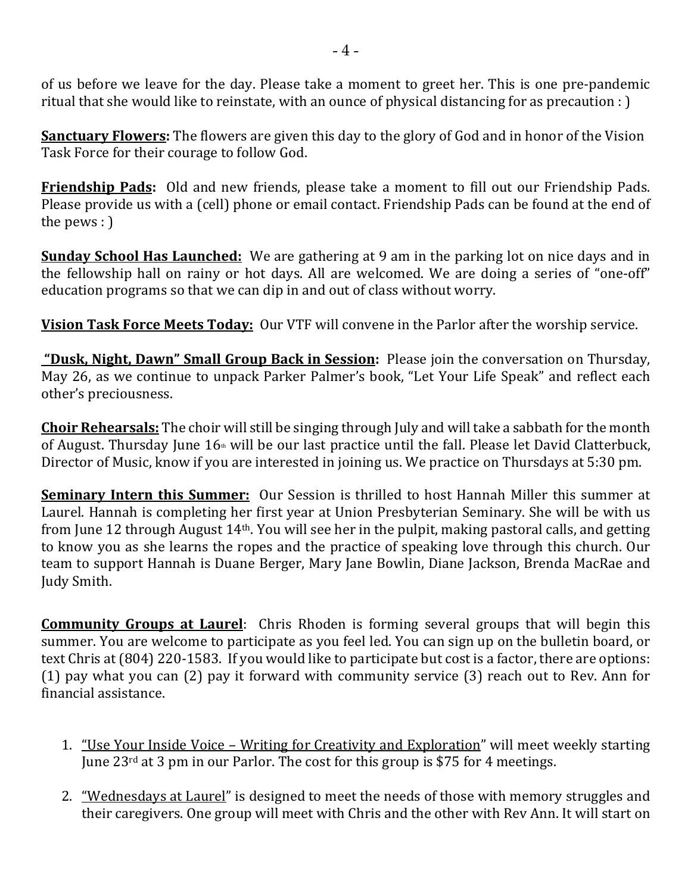of us before we leave for the day. Please take a moment to greet her. This is one pre-pandemic ritual that she would like to reinstate, with an ounce of physical distancing for as precaution : )

**Sanctuary Flowers:** The flowers are given this day to the glory of God and in honor of the Vision Task Force for their courage to follow God.

**Friendship Pads:** Old and new friends, please take a moment to fill out our Friendship Pads. Please provide us with a (cell) phone or email contact. Friendship Pads can be found at the end of the pews : )

**Sunday School Has Launched:** We are gathering at 9 am in the parking lot on nice days and in the fellowship hall on rainy or hot days. All are welcomed. We are doing a series of "one-off" education programs so that we can dip in and out of class without worry.

**Vision Task Force Meets Today:** Our VTF will convene in the Parlor after the worship service.

**"Dusk, Night, Dawn" Small Group Back in Session:** Please join the conversation on Thursday, May 26, as we continue to unpack Parker Palmer's book, "Let Your Life Speak" and reflect each other's preciousness.

**Choir Rehearsals:** The choir will still be singing through July and will take a sabbath for the month of August. Thursday June 16th will be our last practice until the fall. Please let David Clatterbuck, Director of Music, know if you are interested in joining us. We practice on Thursdays at 5:30 pm.

**Seminary Intern this Summer:** Our Session is thrilled to host Hannah Miller this summer at Laurel. Hannah is completing her first year at Union Presbyterian Seminary. She will be with us from June 12 through August 14th. You will see her in the pulpit, making pastoral calls, and getting to know you as she learns the ropes and the practice of speaking love through this church. Our team to support Hannah is Duane Berger, Mary Jane Bowlin, Diane Jackson, Brenda MacRae and Judy Smith.

**Community Groups at Laurel**: Chris Rhoden is forming several groups that will begin this summer. You are welcome to participate as you feel led. You can sign up on the bulletin board, or text Chris at (804) 220-1583. If you would like to participate but cost is a factor, there are options: (1) pay what you can (2) pay it forward with community service (3) reach out to Rev. Ann for financial assistance.

1. "Use Your Inside Voice – Writing for Creativity and Exploration" will meet weekly starting June 23rd at 3 pm in our Parlor. The cost for this group is $75 for 4 meetings.

2. "Wednesdays at Laurel" is designed to meet the needs of those with memory struggles and their caregivers. One group will meet with Chris and the other with Rev Ann. It will start on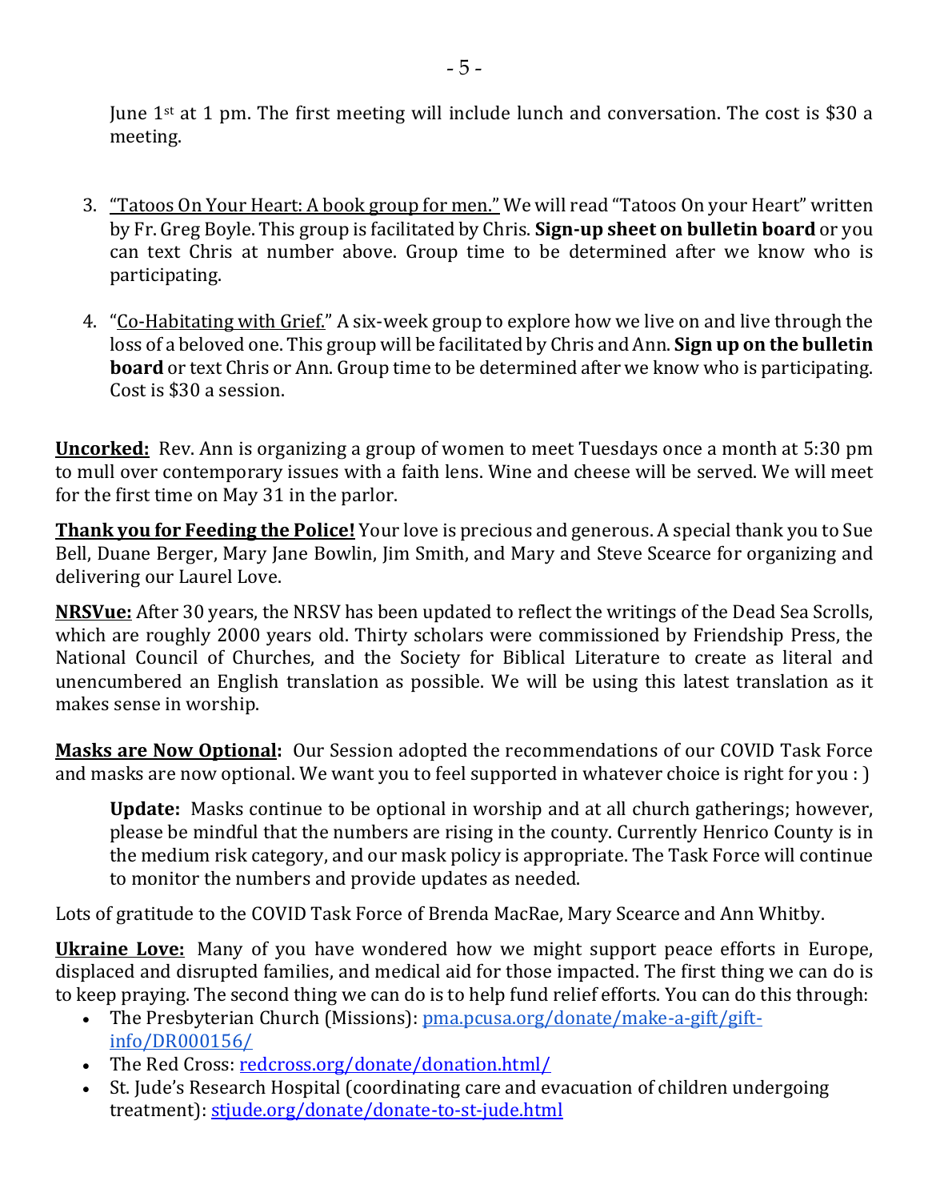June 1st at 1 pm. The first meeting will include lunch and conversation. The cost is $30 a meeting.

3. <u>"Tatoos On Your Heart: A book group for men."</u> We will read "Tatoos On your Heart" written by Fr. Greg Boyle. This group is facilitated by Chris. **Sign-up sheet on bulletin board** or you can text Chris at number above. Group time to be determined after we know who is participating.

4. "<u>Co-Habitating with Grief.</u>" A six-week group to explore how we live on and live through the loss of a beloved one. This group will be facilitated by Chris and Ann. **Sign up on the bulletin board** or text Chris or Ann. Group time to be determined after we know who is participating. Cost is $30 a session.

**<u>Uncorked:</u>** Rev. Ann is organizing a group of women to meet Tuesdays once a month at 5:30 pm to mull over contemporary issues with a faith lens. Wine and cheese will be served. We will meet for the first time on May 31 in the parlor.

**<u>Thank you for Feeding the Police!</u>** Your love is precious and generous. A special thank you to Sue Bell, Duane Berger, Mary Jane Bowlin, Jim Smith, and Mary and Steve Scearce for organizing and delivering our Laurel Love.

**<u>NRSVue:</u>** After 30 years, the NRSV has been updated to reflect the writings of the Dead Sea Scrolls, which are roughly 2000 years old. Thirty scholars were commissioned by Friendship Press, the National Council of Churches, and the Society for Biblical Literature to create as literal and unencumbered an English translation as possible. We will be using this latest translation as it makes sense in worship.

**<u>Masks are Now Optional</u>:** Our Session adopted the recommendations of our COVID Task Force and masks are now optional. We want you to feel supported in whatever choice is right for you : )

> **Update:** Masks continue to be optional in worship and at all church gatherings; however, please be mindful that the numbers are rising in the county. Currently Henrico County is in the medium risk category, and our mask policy is appropriate. The Task Force will continue to monitor the numbers and provide updates as needed.

Lots of gratitude to the COVID Task Force of Brenda MacRae, Mary Scearce and Ann Whitby.

**<u>Ukraine Love:</u>** Many of you have wondered how we might support peace efforts in Europe, displaced and disrupted families, and medical aid for those impacted. The first thing we can do is to keep praying. The second thing we can do is to help fund relief efforts. You can do this through:

- The Presbyterian Church (Missions): pma.pcusa.org/donate/make-a-gift/gift-info/DR000156/
- The Red Cross: redcross.org/donate/donation.html/
- St. Jude's Research Hospital (coordinating care and evacuation of children undergoing treatment): stjude.org/donate/donate-to-st-jude.html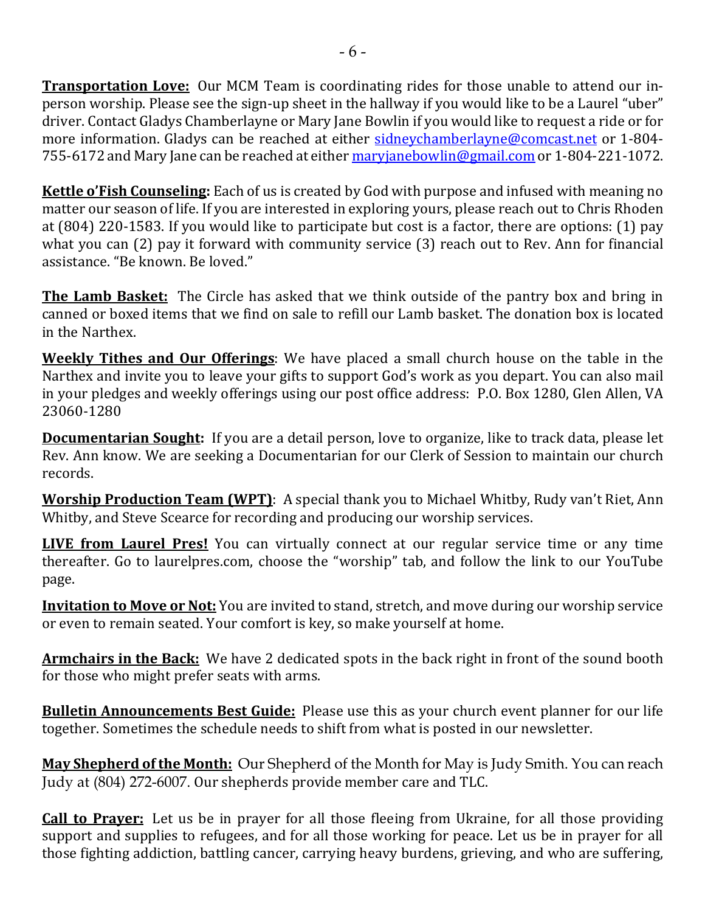**Transportation Love:** Our MCM Team is coordinating rides for those unable to attend our in-person worship. Please see the sign-up sheet in the hallway if you would like to be a Laurel "uber" driver. Contact Gladys Chamberlayne or Mary Jane Bowlin if you would like to request a ride or for more information. Gladys can be reached at either sidneychamberlayne@comcast.net or 1-804-755-6172 and Mary Jane can be reached at either maryjanebowlin@gmail.com or 1-804-221-1072.

**Kettle o'Fish Counseling:** Each of us is created by God with purpose and infused with meaning no matter our season of life. If you are interested in exploring yours, please reach out to Chris Rhoden at (804) 220-1583. If you would like to participate but cost is a factor, there are options: (1) pay what you can (2) pay it forward with community service (3) reach out to Rev. Ann for financial assistance. "Be known. Be loved."

**The Lamb Basket:** The Circle has asked that we think outside of the pantry box and bring in canned or boxed items that we find on sale to refill our Lamb basket. The donation box is located in the Narthex.

**Weekly Tithes and Our Offerings**: We have placed a small church house on the table in the Narthex and invite you to leave your gifts to support God's work as you depart. You can also mail in your pledges and weekly offerings using our post office address: P.O. Box 1280, Glen Allen, VA 23060-1280

**Documentarian Sought:** If you are a detail person, love to organize, like to track data, please let Rev. Ann know. We are seeking a Documentarian for our Clerk of Session to maintain our church records.

**Worship Production Team (WPT)**: A special thank you to Michael Whitby, Rudy van't Riet, Ann Whitby, and Steve Scearce for recording and producing our worship services.

**LIVE from Laurel Pres!** You can virtually connect at our regular service time or any time thereafter. Go to laurelpres.com, choose the "worship" tab, and follow the link to our YouTube page.

**Invitation to Move or Not:** You are invited to stand, stretch, and move during our worship service or even to remain seated. Your comfort is key, so make yourself at home.

**Armchairs in the Back:** We have 2 dedicated spots in the back right in front of the sound booth for those who might prefer seats with arms.

**Bulletin Announcements Best Guide:** Please use this as your church event planner for our life together. Sometimes the schedule needs to shift from what is posted in our newsletter.

**May Shepherd of the Month:** Our Shepherd of the Month for May is Judy Smith. You can reach Judy at (804) 272-6007. Our shepherds provide member care and TLC.

**Call to Prayer:** Let us be in prayer for all those fleeing from Ukraine, for all those providing support and supplies to refugees, and for all those working for peace. Let us be in prayer for all those fighting addiction, battling cancer, carrying heavy burdens, grieving, and who are suffering,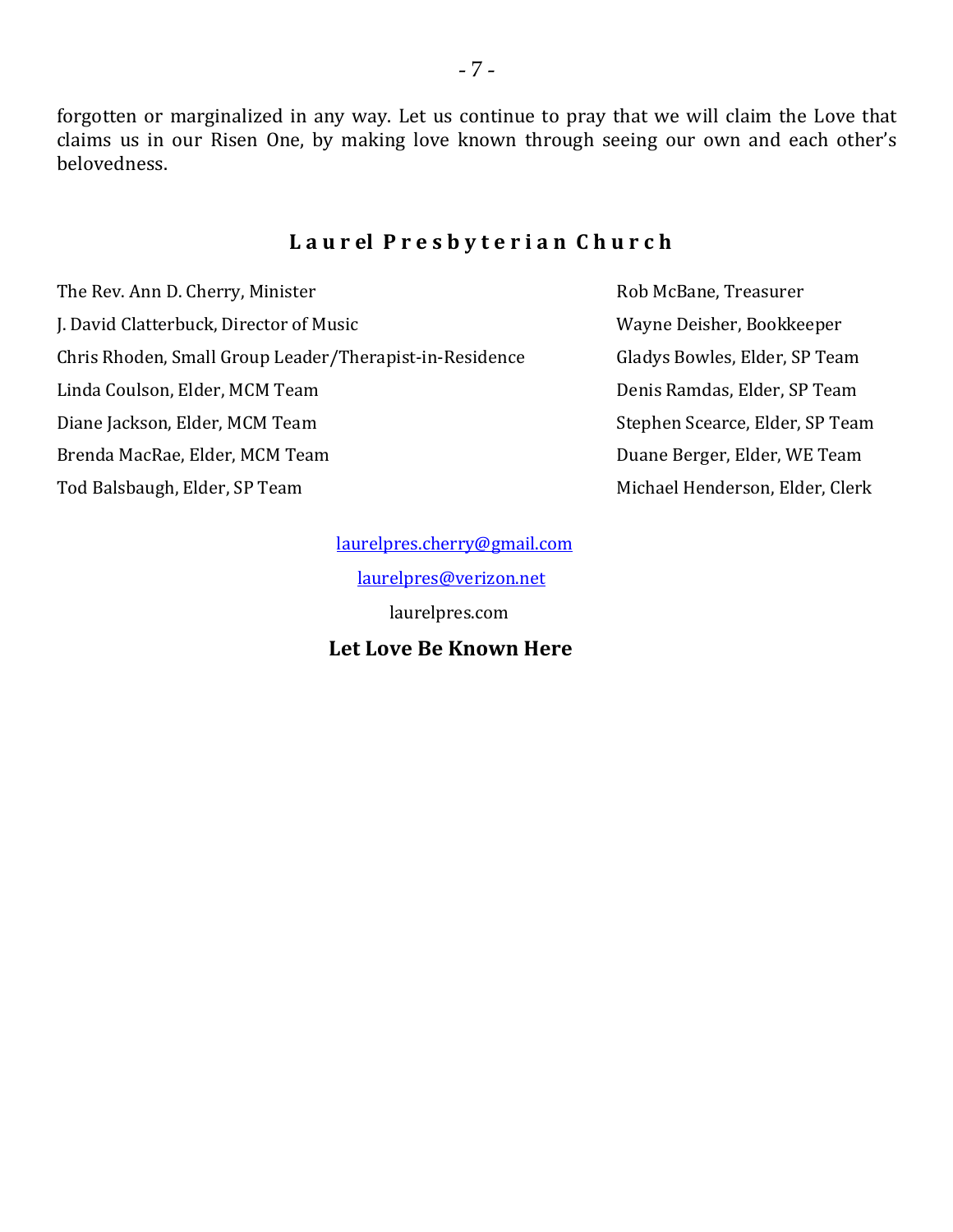forgotten or marginalized in any way. Let us continue to pray that we will claim the Love that claims us in our Risen One, by making love known through seeing our own and each other's belovedness.

## Laurel Presbyterian Church

The Rev. Ann D. Cherry, Minister

J. David Clatterbuck, Director of Music

Chris Rhoden, Small Group Leader/Therapist-in-Residence

Linda Coulson, Elder, MCM Team

Diane Jackson, Elder, MCM Team

Brenda MacRae, Elder, MCM Team

Tod Balsbaugh, Elder, SP Team

Rob McBane, Treasurer

Wayne Deisher, Bookkeeper

Gladys Bowles, Elder, SP Team

Denis Ramdas, Elder, SP Team

Stephen Scearce, Elder, SP Team

Duane Berger, Elder, WE Team

Michael Henderson, Elder, Clerk

laurelpres.cherry@gmail.com

laurelpres@verizon.net

laurelpres.com

**Let Love Be Known Here**